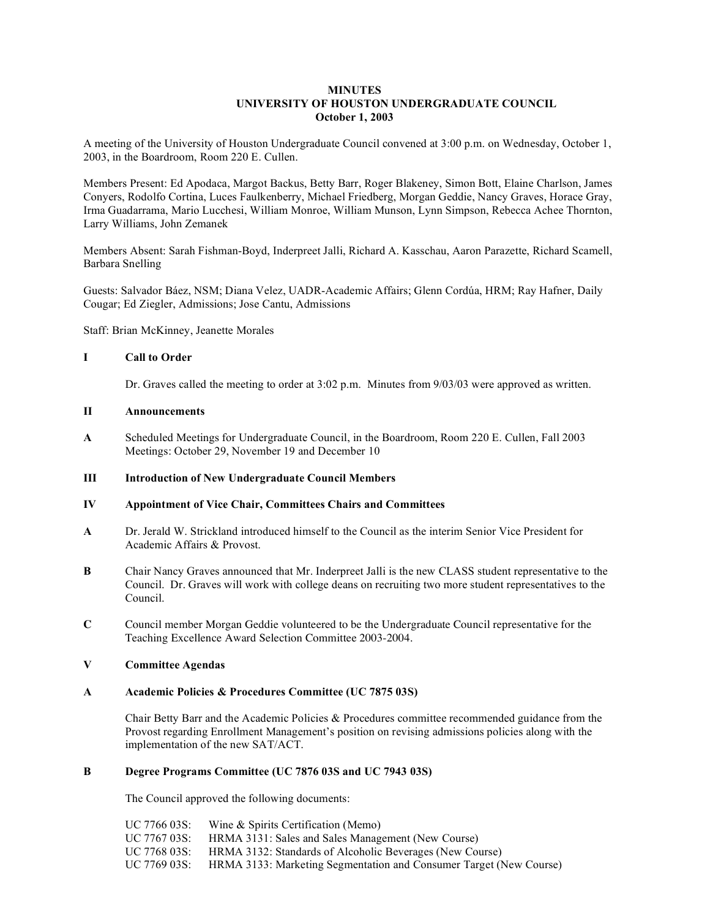# MINUTES
## UNIVERSITY OF HOUSTON UNDERGRADUATE COUNCIL
### October 1, 2003

A meeting of the University of Houston Undergraduate Council convened at 3:00 p.m. on Wednesday, October 1, 2003, in the Boardroom, Room 220 E. Cullen.

Members Present: Ed Apodaca, Margot Backus, Betty Barr, Roger Blakeney, Simon Bott, Elaine Charlson, James Conyers, Rodolfo Cortina, Luces Faulkenberry, Michael Friedberg, Morgan Geddie, Nancy Graves, Horace Gray, Irma Guadarrama, Mario Lucchesi, William Monroe, William Munson, Lynn Simpson, Rebecca Achee Thornton, Larry Williams, John Zemanek

Members Absent: Sarah Fishman-Boyd, Inderpreet Jalli, Richard A. Kasschau, Aaron Parazette, Richard Scamell, Barbara Snelling

Guests: Salvador Báez, NSM; Diana Velez, UADR-Academic Affairs; Glenn Cordúa, HRM; Ray Hafner, Daily Cougar; Ed Ziegler, Admissions; Jose Cantu, Admissions

Staff: Brian McKinney, Jeanette Morales

**I Call to Order**

Dr. Graves called the meeting to order at 3:02 p.m. Minutes from 9/03/03 were approved as written.

**II Announcements**

**A** Scheduled Meetings for Undergraduate Council, in the Boardroom, Room 220 E. Cullen, Fall 2003 Meetings: October 29, November 19 and December 10

**III Introduction of New Undergraduate Council Members**

**IV Appointment of Vice Chair, Committees Chairs and Committees**

**A** Dr. Jerald W. Strickland introduced himself to the Council as the interim Senior Vice President for Academic Affairs & Provost.

**B** Chair Nancy Graves announced that Mr. Inderpreet Jalli is the new CLASS student representative to the Council. Dr. Graves will work with college deans on recruiting two more student representatives to the Council.

**C** Council member Morgan Geddie volunteered to be the Undergraduate Council representative for the Teaching Excellence Award Selection Committee 2003-2004.

**V Committee Agendas**

**A Academic Policies & Procedures Committee (UC 7875 03S)**

Chair Betty Barr and the Academic Policies & Procedures committee recommended guidance from the Provost regarding Enrollment Management's position on revising admissions policies along with the implementation of the new SAT/ACT.

**B Degree Programs Committee (UC 7876 03S and UC 7943 03S)**

The Council approved the following documents:

UC 7766 03S: Wine & Spirits Certification (Memo)
UC 7767 03S: HRMA 3131: Sales and Sales Management (New Course)
UC 7768 03S: HRMA 3132: Standards of Alcoholic Beverages (New Course)
UC 7769 03S: HRMA 3133: Marketing Segmentation and Consumer Target (New Course)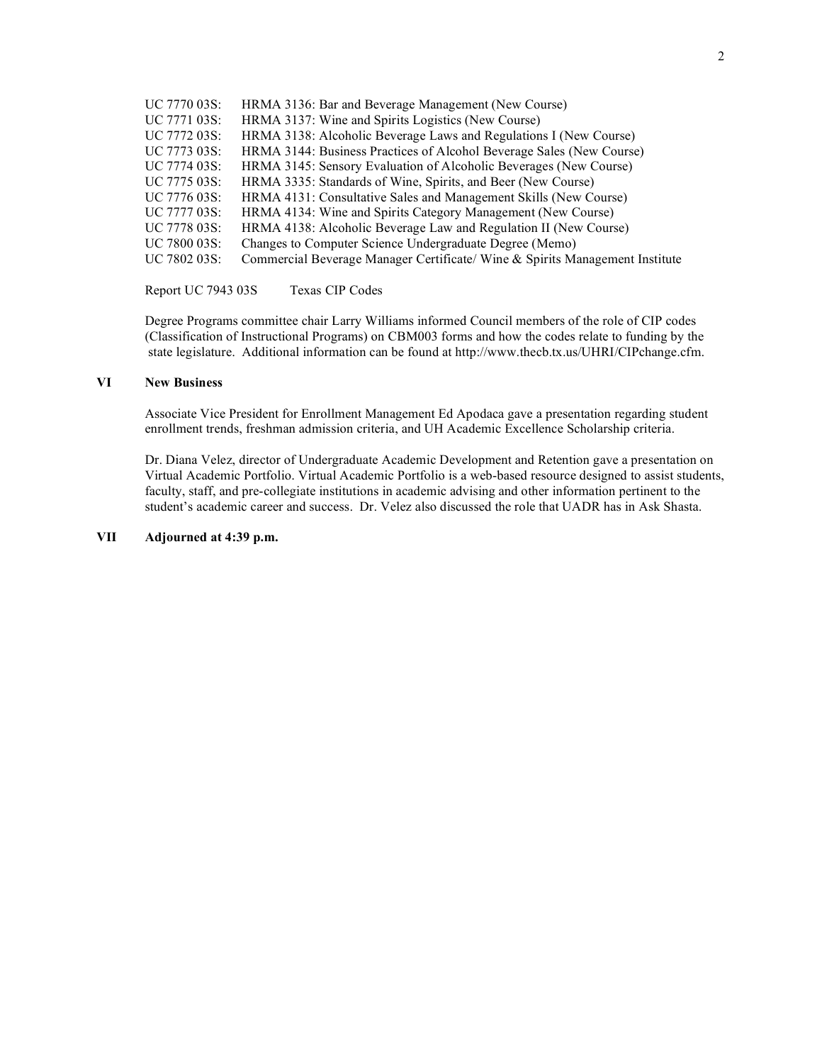UC 7770 03S: HRMA 3136: Bar and Beverage Management (New Course)
UC 7771 03S: HRMA 3137: Wine and Spirits Logistics (New Course)
UC 7772 03S: HRMA 3138: Alcoholic Beverage Laws and Regulations I (New Course)
UC 7773 03S: HRMA 3144: Business Practices of Alcohol Beverage Sales (New Course)
UC 7774 03S: HRMA 3145: Sensory Evaluation of Alcoholic Beverages (New Course)
UC 7775 03S: HRMA 3335: Standards of Wine, Spirits, and Beer (New Course)
UC 7776 03S: HRMA 4131: Consultative Sales and Management Skills (New Course)
UC 7777 03S: HRMA 4134: Wine and Spirits Category Management (New Course)
UC 7778 03S: HRMA 4138: Alcoholic Beverage Law and Regulation II (New Course)
UC 7800 03S: Changes to Computer Science Undergraduate Degree (Memo)
UC 7802 03S: Commercial Beverage Manager Certificate/ Wine & Spirits Management Institute

Report UC 7943 03S Texas CIP Codes

Degree Programs committee chair Larry Williams informed Council members of the role of CIP codes (Classification of Instructional Programs) on CBM003 forms and how the codes relate to funding by the state legislature. Additional information can be found at http://www.thecb.tx.us/UHRI/CIPchange.cfm.

## VI New Business

Associate Vice President for Enrollment Management Ed Apodaca gave a presentation regarding student enrollment trends, freshman admission criteria, and UH Academic Excellence Scholarship criteria.

Dr. Diana Velez, director of Undergraduate Academic Development and Retention gave a presentation on Virtual Academic Portfolio. Virtual Academic Portfolio is a web-based resource designed to assist students, faculty, staff, and pre-collegiate institutions in academic advising and other information pertinent to the student's academic career and success. Dr. Velez also discussed the role that UADR has in Ask Shasta.

## VII Adjourned at 4:39 p.m.